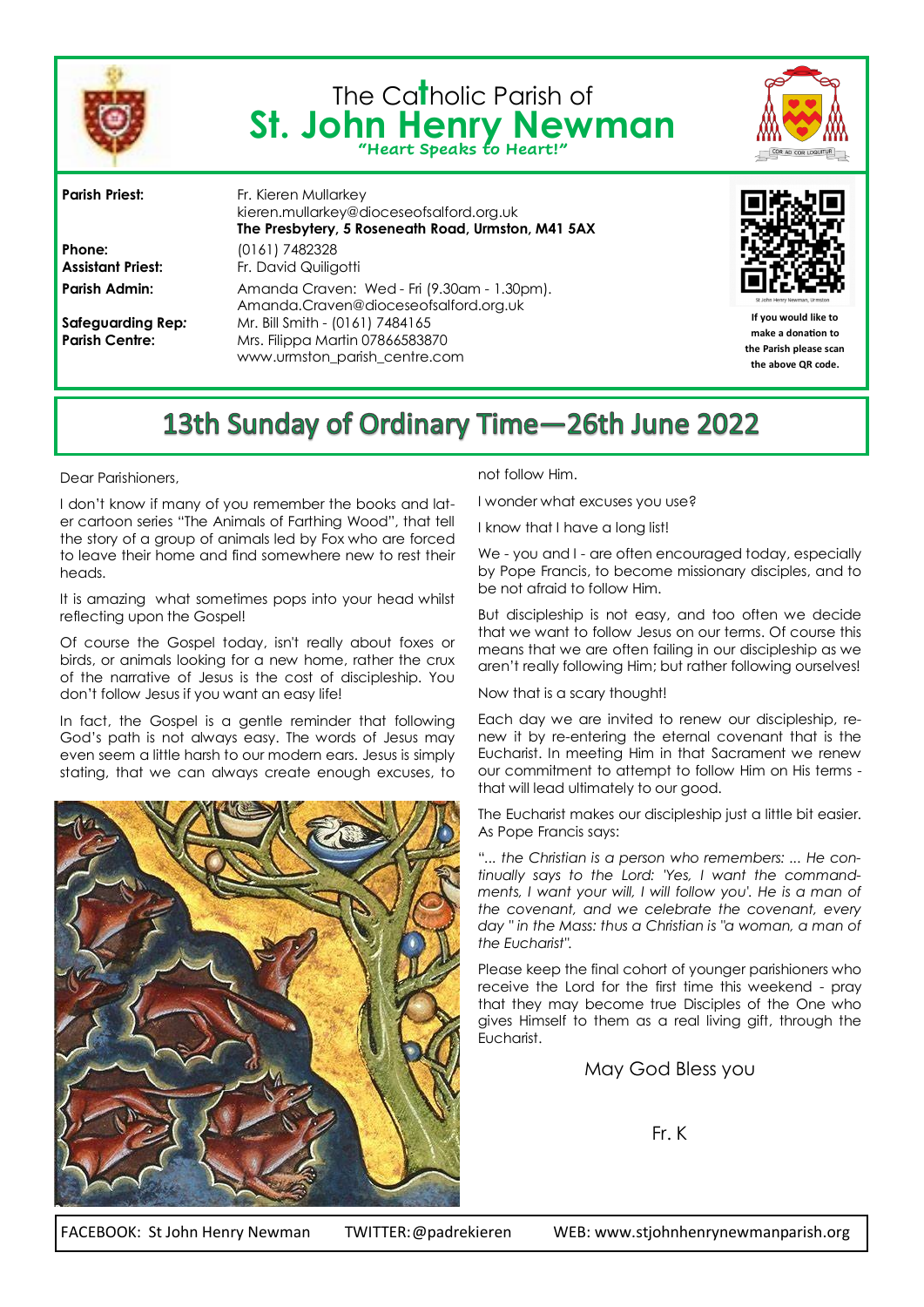# The Catholic Parish of St. John Henry Newman

**"Heart Speaks to Heart!"**

**Parish Priest:** Fr. Kieren Mullarkey
kieren.mullarkey@dioceseofsalford.org.uk
**The Presbytery, 5 Roseneath Road, Urmston, M41 5AX**

**Phone:** (0161) 7482328

**Assistant Priest:** Fr. David Quiligotti

**Parish Admin:** Amanda Craven: Wed - Fri (9.30am - 1.30pm).
Amanda.Craven@dioceseofsalford.org.uk

**Safeguarding Rep:** Mr. Bill Smith - (0161) 7484165

**Parish Centre:** Mrs. Filippa Martin 07866583870
www.urmston_parish_centre.com

**If you would like to make a donation to the Parish please scan the above QR code.**

## 13th Sunday of Ordinary Time—26th June 2022

Dear Parishioners,

I don't know if many of you remember the books and later cartoon series "The Animals of Farthing Wood", that tell the story of a group of animals led by Fox who are forced to leave their home and find somewhere new to rest their heads.

It is amazing what sometimes pops into your head whilst reflecting upon the Gospel!

Of course the Gospel today, isn't really about foxes or birds, or animals looking for a new home, rather the crux of the narrative of Jesus is the cost of discipleship. You don't follow Jesus if you want an easy life!

In fact, the Gospel is a gentle reminder that following God's path is not always easy. The words of Jesus may even seem a little harsh to our modern ears. Jesus is simply stating, that we can always create enough excuses, to not follow Him.

I wonder what excuses you use?

I know that I have a long list!

We - you and I - are often encouraged today, especially by Pope Francis, to become missionary disciples, and to be not afraid to follow Him.

But discipleship is not easy, and too often we decide that we want to follow Jesus on our terms. Of course this means that we are often failing in our discipleship as we aren't really following Him; but rather following ourselves!

Now that is a scary thought!

Each day we are invited to renew our discipleship, renew it by re-entering the eternal covenant that is the Eucharist. In meeting Him in that Sacrament we renew our commitment to attempt to follow Him on His terms - that will lead ultimately to our good.

The Eucharist makes our discipleship just a little bit easier. As Pope Francis says:

*"... the Christian is a person who remembers: ... He continually says to the Lord: 'Yes, I want the commandments, I want your will, I will follow you'. He is a man of the covenant, and we celebrate the covenant, every day " in the Mass: thus a Christian is "a woman, a man of the Eucharist".*

Please keep the final cohort of younger parishioners who receive the Lord for the first time this weekend - pray that they may become true Disciples of the One who gives Himself to them as a real living gift, through the Eucharist.

May God Bless you

Fr. K

FACEBOOK: St John Henry Newman TWITTER: @padrekieren WEB: www.stjohnhenrynewmanparish.org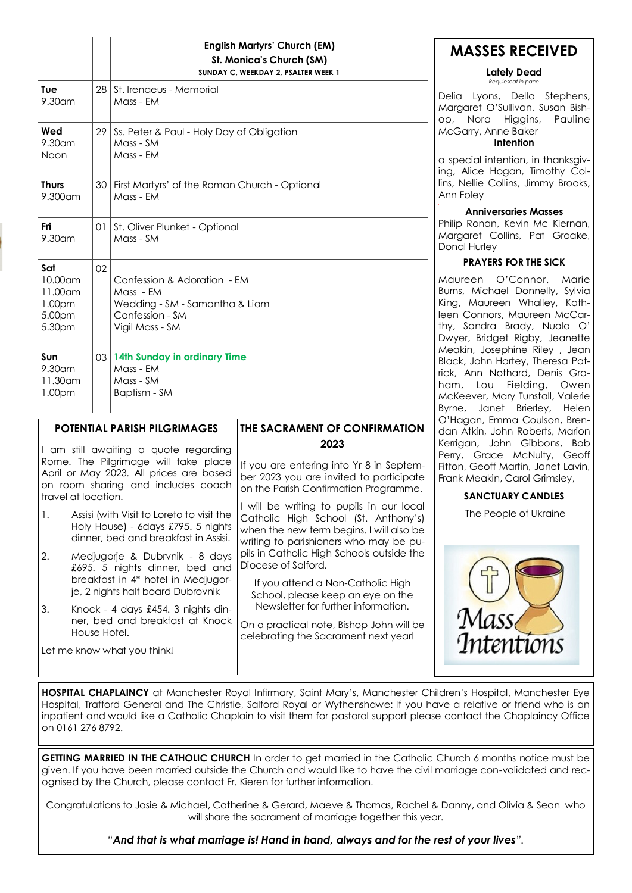| | | English Martyrs' Church (EM)<br>St. Monica's Church (SM)<br>SUNDAY C, WEEKDAY 2, PSALTER WEEK 1 |
|---|---|---|
| **Tue**<br>9.30am | 28 | St. Irenaeus - Memorial<br>Mass - EM |
| **Wed**<br>9.30am<br>Noon | 29 | Ss. Peter & Paul - Holy Day of Obligation<br>Mass - SM<br>Mass - EM |
| **Thurs**<br>9.300am | 30 | First Martyrs' of the Roman Church - Optional<br>Mass - EM |
| **Fri**<br>9.30am | 01 | St. Oliver Plunket - Optional<br>Mass - SM |
| **Sat**<br>10.00am<br>11.00am<br>1.00pm<br>5.00pm<br>5.30pm | 02 | Confession & Adoration - EM<br>Mass - EM<br>Wedding - SM - Samantha & Liam<br>Confession - SM<br>Vigil Mass - SM |
| **Sun**<br>9.30am<br>11.30am<br>1.00pm | 03 | **14th Sunday in ordinary Time**<br>Mass - EM<br>Mass - SM<br>Baptism - SM |

## POTENTIAL PARISH PILGRIMAGES

I am still awaiting a quote regarding Rome. The Pilgrimage will take place April or May 2023. All prices are based on room sharing and includes coach travel at location.

1. Assisi (with Visit to Loreto to visit the Holy House) - 6days £795. 5 nights dinner, bed and breakfast in Assisi.
2. Medjugorje & Dubrvnik - 8 days £695. 5 nights dinner, bed and breakfast in 4* hotel in Medjugorje, 2 nights half board Dubrovnik
3. Knock - 4 days £454. 3 nights dinner, bed and breakfast at Knock House Hotel.

Let me know what you think!

## THE SACRAMENT OF CONFIRMATION 2023

If you are entering into Yr 8 in September 2023 you are invited to participate on the Parish Confirmation Programme.

I will be writing to pupils in our local Catholic High School (St. Anthony's) when the new term begins. I will also be writing to parishioners who may be pupils in Catholic High Schools outside the Diocese of Salford.

If you attend a Non-Catholic High School, please keep an eye on the Newsletter for further information.

On a practical note, Bishop John will be celebrating the Sacrament next year!

## MASSES RECEIVED

**Lately Dead**
*Requiescat in pace*

Delia Lyons, Della Stephens, Margaret O'Sullivan, Susan Bishop, Nora Higgins, Pauline McGarry, Anne Baker

**Intention**

a special intention, in thanksgiving, Alice Hogan, Timothy Collins, Nellie Collins, Jimmy Brooks, Ann Foley

**Anniversaries Masses**

Philip Ronan, Kevin Mc Kiernan, Margaret Collins, Pat Groake, Donal Hurley

**PRAYERS FOR THE SICK**

Maureen O'Connor, Marie Burns, Michael Donnelly, Sylvia King, Maureen Whalley, Kathleen Connors, Maureen McCarthy, Sandra Brady, Nuala O' Dwyer, Bridget Rigby, Jeanette Meakin, Josephine Riley , Jean Black, John Hartey, Theresa Patrick, Ann Nothard, Denis Graham, Lou Fielding, Owen McKeever, Mary Tunstall, Valerie Byrne, Janet Brierley, Helen O'Hagan, Emma Coulson, Brendan Atkin, John Roberts, Marion Kerrigan, John Gibbons, Bob Perry, Grace McNulty, Geoff Fitton, Geoff Martin, Janet Lavin, Frank Meakin, Carol Grimsley,

**SANCTUARY CANDLES**

The People of Ukraine

Mass Intentions

**HOSPITAL CHAPLAINCY** at Manchester Royal Infirmary, Saint Mary's, Manchester Children's Hospital, Manchester Eye Hospital, Trafford General and The Christie, Salford Royal or Wythenshawe: If you have a relative or friend who is an inpatient and would like a Catholic Chaplain to visit them for pastoral support please contact the Chaplaincy Office on 0161 276 8792.

**GETTING MARRIED IN THE CATHOLIC CHURCH** In order to get married in the Catholic Church 6 months notice must be given. If you have been married outside the Church and would like to have the civil marriage con-validated and recognised by the Church, please contact Fr. Kieren for further information.

Congratulations to Josie & Michael, Catherine & Gerard, Maeve & Thomas, Rachel & Danny, and Olivia & Sean who will share the sacrament of marriage together this year.

*"**And that is what marriage is! Hand in hand, always and for the rest of your lives**".*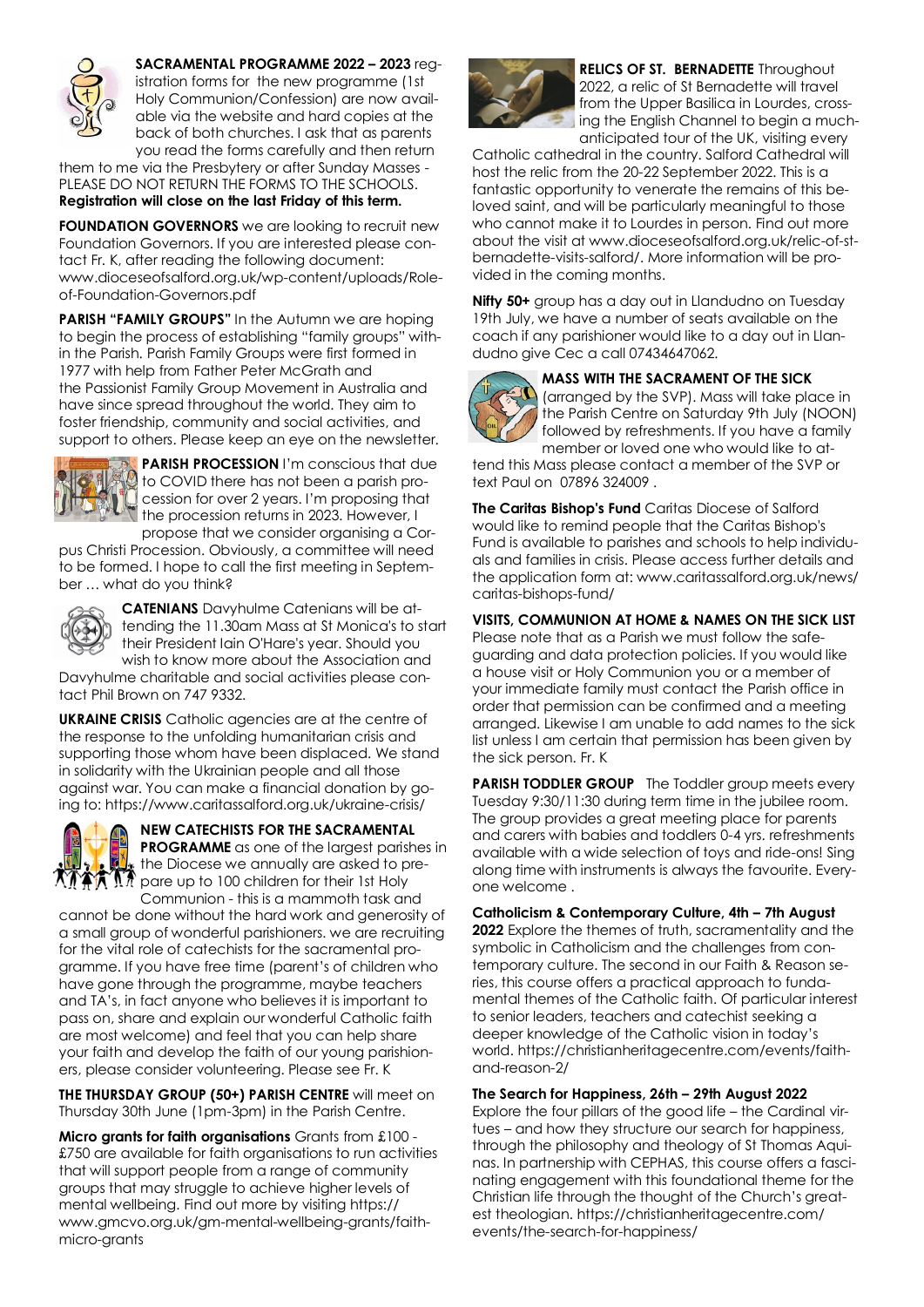**SACRAMENTAL PROGRAMME 2022 – 2023** registration forms for the new programme (1st Holy Communion/Confession) are now available via the website and hard copies at the back of both churches. I ask that as parents you read the forms carefully and then return them to me via the Presbytery or after Sunday Masses - PLEASE DO NOT RETURN THE FORMS TO THE SCHOOLS. **Registration will close on the last Friday of this term.**

**FOUNDATION GOVERNORS** we are looking to recruit new Foundation Governors. If you are interested please contact Fr. K, after reading the following document: www.dioceseofsalford.org.uk/wp-content/uploads/Role-of-Foundation-Governors.pdf

**PARISH "FAMILY GROUPS"** In the Autumn we are hoping to begin the process of establishing "family groups" within the Parish. Parish Family Groups were first formed in 1977 with help from Father Peter McGrath and the Passionist Family Group Movement in Australia and have since spread throughout the world. They aim to foster friendship, community and social activities, and support to others. Please keep an eye on the newsletter.

**PARISH PROCESSION** I'm conscious that due to COVID there has not been a parish procession for over 2 years. I'm proposing that the procession returns in 2023. However, I propose that we consider organising a Corpus Christi Procession. Obviously, a committee will need to be formed. I hope to call the first meeting in September … what do you think?

**CATENIANS** Davyhulme Catenians will be attending the 11.30am Mass at St Monica's to start their President Iain O'Hare's year. Should you wish to know more about the Association and Davyhulme charitable and social activities please contact Phil Brown on 747 9332.

**UKRAINE CRISIS** Catholic agencies are at the centre of the response to the unfolding humanitarian crisis and supporting those whom have been displaced. We stand in solidarity with the Ukrainian people and all those against war. You can make a financial donation by going to: https://www.caritassalford.org.uk/ukraine-crisis/

**NEW CATECHISTS FOR THE SACRAMENTAL PROGRAMME** as one of the largest parishes in the Diocese we annually are asked to prepare up to 100 children for their 1st Holy Communion - this is a mammoth task and cannot be done without the hard work and generosity of a small group of wonderful parishioners. we are recruiting for the vital role of catechists for the sacramental programme. If you have free time (parent's of children who have gone through the programme, maybe teachers and TA's, in fact anyone who believes it is important to pass on, share and explain our wonderful Catholic faith are most welcome) and feel that you can help share your faith and develop the faith of our young parishioners, please consider volunteering. Please see Fr. K

**THE THURSDAY GROUP (50+) PARISH CENTRE** will meet on Thursday 30th June (1pm-3pm) in the Parish Centre.

**Micro grants for faith organisations** Grants from £100 - £750 are available for faith organisations to run activities that will support people from a range of community groups that may struggle to achieve higher levels of mental wellbeing. Find out more by visiting https://www.gmcvo.org.uk/gm-mental-wellbeing-grants/faith-micro-grants

**RELICS OF ST. BERNADETTE** Throughout 2022, a relic of St Bernadette will travel from the Upper Basilica in Lourdes, crossing the English Channel to begin a much-anticipated tour of the UK, visiting every Catholic cathedral in the country. Salford Cathedral will host the relic from the 20-22 September 2022. This is a fantastic opportunity to venerate the remains of this beloved saint, and will be particularly meaningful to those who cannot make it to Lourdes in person. Find out more about the visit at www.dioceseofsalford.org.uk/relic-of-st-bernadette-visits-salford/. More information will be provided in the coming months.

**Nifty 50+** group has a day out in Llandudno on Tuesday 19th July, we have a number of seats available on the coach if any parishioner would like to a day out in Llandudno give Cec a call 07434647062.

**MASS WITH THE SACRAMENT OF THE SICK** (arranged by the SVP). Mass will take place in the Parish Centre on Saturday 9th July (NOON) followed by refreshments. If you have a family member or loved one who would like to attend this Mass please contact a member of the SVP or text Paul on 07896 324009 .

**The Caritas Bishop's Fund** Caritas Diocese of Salford would like to remind people that the Caritas Bishop's Fund is available to parishes and schools to help individuals and families in crisis. Please access further details and the application form at: www.caritassalford.org.uk/news/caritas-bishops-fund/

**VISITS, COMMUNION AT HOME & NAMES ON THE SICK LIST** Please note that as a Parish we must follow the safeguarding and data protection policies. If you would like a house visit or Holy Communion you or a member of your immediate family must contact the Parish office in order that permission can be confirmed and a meeting arranged. Likewise I am unable to add names to the sick list unless I am certain that permission has been given by the sick person. Fr. K

**PARISH TODDLER GROUP** The Toddler group meets every Tuesday 9:30/11:30 during term time in the jubilee room. The group provides a great meeting place for parents and carers with babies and toddlers 0-4 yrs. refreshments available with a wide selection of toys and ride-ons! Sing along time with instruments is always the favourite. Everyone welcome .

**Catholicism & Contemporary Culture, 4th – 7th August 2022** Explore the themes of truth, sacramentality and the symbolic in Catholicism and the challenges from contemporary culture. The second in our Faith & Reason series, this course offers a practical approach to fundamental themes of the Catholic faith. Of particular interest to senior leaders, teachers and catechist seeking a deeper knowledge of the Catholic vision in today's world. https://christianheritagecentre.com/events/faith-and-reason-2/

**The Search for Happiness, 26th – 29th August 2022** Explore the four pillars of the good life – the Cardinal virtues – and how they structure our search for happiness, through the philosophy and theology of St Thomas Aquinas. In partnership with CEPHAS, this course offers a fascinating engagement with this foundational theme for the Christian life through the thought of the Church's greatest theologian. https://christianheritagecentre.com/events/the-search-for-happiness/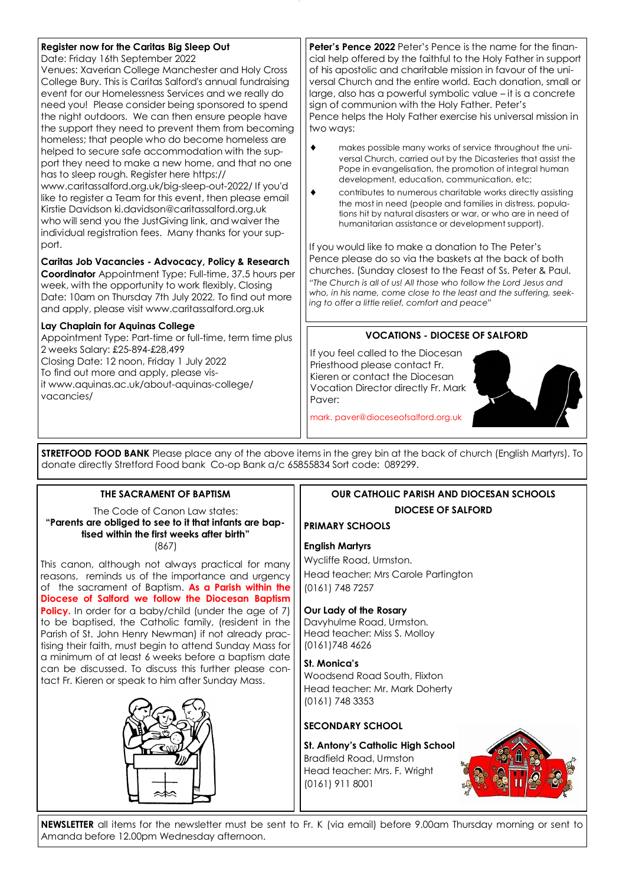**Register now for the Caritas Big Sleep Out**

Date: Friday 16th September 2022

Venues: Xaverian College Manchester and Holy Cross College Bury. This is Caritas Salford's annual fundraising event for our Homelessness Services and we really do need you! Please consider being sponsored to spend the night outdoors. We can then ensure people have the support they need to prevent them from becoming homeless; that people who do become homeless are helped to secure safe accommodation with the support they need to make a new home, and that no one has to sleep rough. Register here https://www.caritassalford.org.uk/big-sleep-out-2022/ If you'd like to register a Team for this event, then please email Kirstie Davidson ki.davidson@caritassalford.org.uk who will send you the JustGiving link, and waiver the individual registration fees. Many thanks for your support.

**Caritas Job Vacancies - Advocacy, Policy & Research Coordinator** Appointment Type: Full-time, 37.5 hours per week, with the opportunity to work flexibly. Closing Date: 10am on Thursday 7th July 2022. To find out more and apply, please visit www.caritassalford.org.uk

**Lay Chaplain for Aquinas College**

Appointment Type: Part-time or full-time, term time plus 2 weeks Salary: £25-894-£28,499

Closing Date: 12 noon, Friday 1 July 2022

To find out more and apply, please visit www.aquinas.ac.uk/about-aquinas-college/vacancies/

**Peter's Pence 2022** Peter's Pence is the name for the financial help offered by the faithful to the Holy Father in support of his apostolic and charitable mission in favour of the universal Church and the entire world. Each donation, small or large, also has a powerful symbolic value – it is a concrete sign of communion with the Holy Father. Peter's Pence helps the Holy Father exercise his universal mission in two ways:

- makes possible many works of service throughout the universal Church, carried out by the Dicasteries that assist the Pope in evangelisation, the promotion of integral human development, education, communication, etc;
- contributes to numerous charitable works directly assisting the most in need (people and families in distress, populations hit by natural disasters or war, or who are in need of humanitarian assistance or development support).

If you would like to make a donation to The Peter's Pence please do so via the baskets at the back of both churches. (Sunday closest to the Feast of Ss. Peter & Paul.

*"The Church is all of us! All those who follow the Lord Jesus and who, in his name, come close to the least and the suffering, seeking to offer a little relief, comfort and peace"*

**VOCATIONS - DIOCESE OF SALFORD**

If you feel called to the Diocesan Priesthood please contact Fr. Kieren or contact the Diocesan Vocation Director directly Fr. Mark Paver:

mark. paver@dioceseofsalford.org.uk

**STRETFOOD FOOD BANK** Please place any of the above items in the grey bin at the back of church (English Martyrs). To donate directly Stretford Food bank Co-op Bank a/c 65855834 Sort code: 089299.

**THE SACRAMENT OF BAPTISM**

The Code of Canon Law states:

**"Parents are obliged to see to it that infants are baptised within the first weeks after birth"**

(867)

This canon, although not always practical for many reasons, reminds us of the importance and urgency of the sacrament of Baptism. **As a Parish within the Diocese of Salford we follow the Diocesan Baptism Policy.** In order for a baby/child (under the age of 7) to be baptised, the Catholic family, (resident in the Parish of St. John Henry Newman) if not already practising their faith, must begin to attend Sunday Mass for a minimum of at least 6 weeks before a baptism date can be discussed. To discuss this further please contact Fr. Kieren or speak to him after Sunday Mass.

**OUR CATHOLIC PARISH AND DIOCESAN SCHOOLS**

**DIOCESE OF SALFORD**

**PRIMARY SCHOOLS**

**English Martyrs**
Wycliffe Road, Urmston.
Head teacher: Mrs Carole Partington
(0161) 748 7257

**Our Lady of the Rosary**
Davyhulme Road, Urmston.
Head teacher: Miss S. Molloy
(0161)748 4626

**St. Monica's**
Woodsend Road South, Flixton
Head teacher: Mr. Mark Doherty
(0161) 748 3353

**SECONDARY SCHOOL**

**St. Antony's Catholic High School**
Bradfield Road, Urmston
Head teacher: Mrs. F. Wright
(0161) 911 8001

**NEWSLETTER** all items for the newsletter must be sent to Fr. K (via email) before 9.00am Thursday morning or sent to Amanda before 12.00pm Wednesday afternoon.